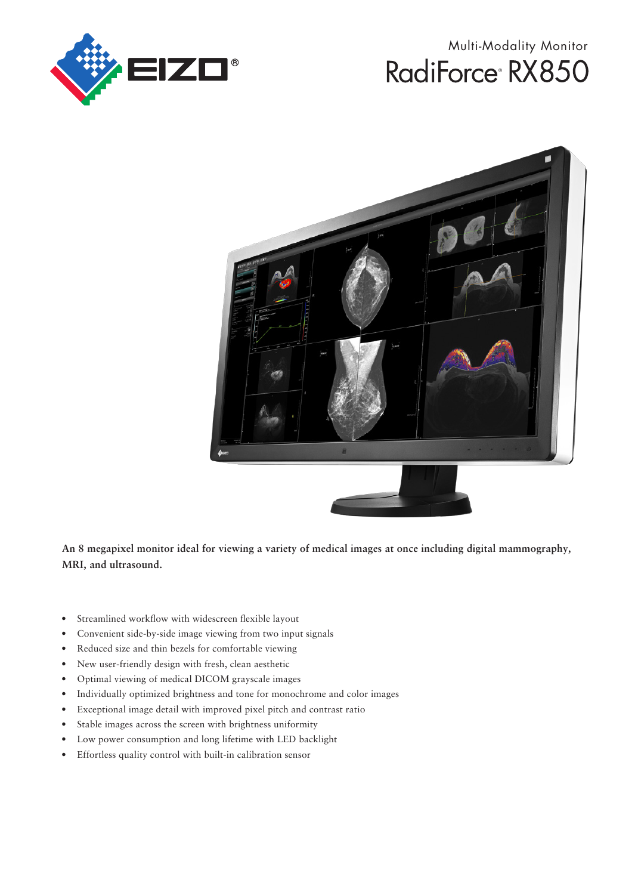Multi-Modality Monitor

# RadiForce® RX850

**An 8 megapixel monitor ideal for viewing a variety of medical images at once including digital mammography, MRI, and ultrasound.**

- Streamlined workflow with widescreen flexible layout
- Convenient side-by-side image viewing from two input signals
- Reduced size and thin bezels for comfortable viewing
- New user-friendly design with fresh, clean aesthetic
- Optimal viewing of medical DICOM grayscale images
- Individually optimized brightness and tone for monochrome and color images
- Exceptional image detail with improved pixel pitch and contrast ratio
- Stable images across the screen with brightness uniformity
- Low power consumption and long lifetime with LED backlight
- Effortless quality control with built-in calibration sensor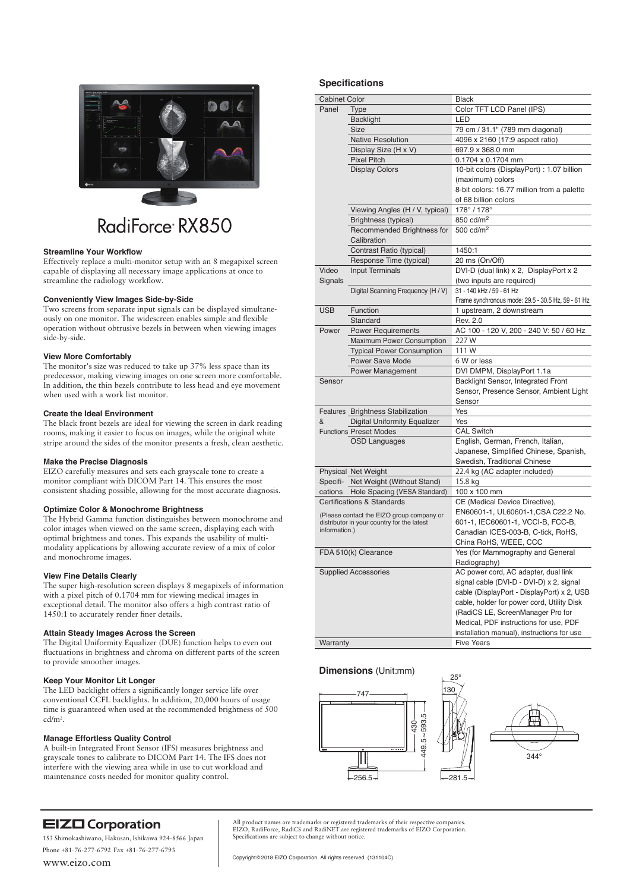# RadiForce® RX850

### Streamline Your Workflow

Effectively replace a multi-monitor setup with an 8 megapixel screen capable of displaying all necessary image applications at once to streamline the radiology workflow.

### Conveniently View Images Side-by-Side

Two screens from separate input signals can be displayed simultaneously on one monitor. The widescreen enables simple and flexible operation without obtrusive bezels in between when viewing images side-by-side.

### View More Comfortably

The monitor's size was reduced to take up 37% less space than its predecessor, making viewing images on one screen more comfortable. In addition, the thin bezels contribute to less head and eye movement when used with a work list monitor.

### Create the Ideal Environment

The black front bezels are ideal for viewing the screen in dark reading rooms, making it easier to focus on images, while the original white stripe around the sides of the monitor presents a fresh, clean aesthetic.

### Make the Precise Diagnosis

EIZO carefully measures and sets each grayscale tone to create a monitor compliant with DICOM Part 14. This ensures the most consistent shading possible, allowing for the most accurate diagnosis.

### Optimize Color & Monochrome Brightness

The Hybrid Gamma function distinguishes between monochrome and color images when viewed on the same screen, displaying each with optimal brightness and tones. This expands the usability of multi-modality applications by allowing accurate review of a mix of color and monochrome images.

### View Fine Details Clearly

The super high-resolution screen displays 8 megapixels of information with a pixel pitch of 0.1704 mm for viewing medical images in exceptional detail. The monitor also offers a high contrast ratio of 1450:1 to accurately render finer details.

### Attain Steady Images Across the Screen

The Digital Uniformity Equalizer (DUE) function helps to even out fluctuations in brightness and chroma on different parts of the screen to provide smoother images.

### Keep Your Monitor Lit Longer

The LED backlight offers a significantly longer service life over conventional CCFL backlights. In addition, 20,000 hours of usage time is guaranteed when used at the recommended brightness of 500 cd/m².

### Manage Effortless Quality Control

A built-in Integrated Front Sensor (IFS) measures brightness and grayscale tones to calibrate to DICOM Part 14. The IFS does not interfere with the viewing area while in use to cut workload and maintenance costs needed for monitor quality control.

## Specifications

| | | |
|---|---|---|
| Cabinet Color | | Black |
| Panel | Type | Color TFT LCD Panel (IPS) |
| | Backlight | LED |
| | Size | 79 cm / 31.1" (789 mm diagonal) |
| | Native Resolution | 4096 x 2160 (17:9 aspect ratio) |
| | Display Size (H x V) | 697.9 x 368.0 mm |
| | Pixel Pitch | 0.1704 x 0.1704 mm |
| | Display Colors | 10-bit colors (DisplayPort) : 1.07 billion (maximum) colors<br>8-bit colors: 16.77 million from a palette of 68 billion colors |
| | Viewing Angles (H / V, typical) | 178° / 178° |
| | Brightness (typical) | 850 cd/m² |
| | Recommended Brightness for Calibration | 500 cd/m² |
| | Contrast Ratio (typical) | 1450:1 |
| | Response Time (typical) | 20 ms (On/Off) |
| Video Signals | Input Terminals | DVI-D (dual link) x 2, DisplayPort x 2 (two inputs are required) |
| | Digital Scanning Frequency (H / V) | 31 - 140 kHz / 59 - 61 Hz<br>Frame synchronous mode: 29.5 - 30.5 Hz, 59 - 61 Hz |
| USB | Function | 1 upstream, 2 downstream |
| | Standard | Rev. 2.0 |
| Power | Power Requirements | AC 100 - 120 V, 200 - 240 V: 50 / 60 Hz |
| | Maximum Power Consumption | 227 W |
| | Typical Power Consumption | 111 W |
| | Power Save Mode | 6 W or less |
| | Power Management | DVI DMPM, DisplayPort 1.1a |
| Sensor | | Backlight Sensor, Integrated Front Sensor, Presence Sensor, Ambient Light Sensor |
| Features & Functions | Brightness Stabilization | Yes |
| | Digital Uniformity Equalizer | Yes |
| | Preset Modes | CAL Switch |
| | OSD Languages | English, German, French, Italian, Japanese, Simplified Chinese, Spanish, Swedish, Traditional Chinese |
| Physical Specifications | Net Weight | 22.4 kg (AC adapter included) |
| | Net Weight (Without Stand) | 15.8 kg |
| | Hole Spacing (VESA Standard) | 100 x 100 mm |
| Certifications & Standards<br>(Please contact the EIZO group company or distributor in your country for the latest information.) | | CE (Medical Device Directive), EN60601-1, UL60601-1,CSA C22.2 No. 601-1, IEC60601-1, VCCI-B, FCC-B, Canadian ICES-003-B, C-tick, RoHS, China RoHS, WEEE, CCC |
| FDA 510(k) Clearance | | Yes (for Mammography and General Radiography) |
| Supplied Accessories | | AC power cord, AC adapter, dual link signal cable (DVI-D - DVI-D) x 2, signal cable (DisplayPort - DisplayPort) x 2, USB cable, holder for power cord, Utility Disk (RadiCS LE, ScreenManager Pro for Medical, PDF instructions for use, PDF installation manual), instructions for use |
| Warranty | | Five Years |

## Dimensions (Unit:mm)

747
430
449.5~593.5
256.5
25°
130
281.5
344°

**EIZO Corporation**

153 Shimokashiwano, Hakusan, Ishikawa 924-8566 Japan
Phone +81-76-277-6792 Fax +81-76-277-6793
www.eizo.com

All product names are trademarks or registered trademarks of their respective companies.
EIZO, RadiForce, RadiCS and RadiNET are registered trademarks of EIZO Corporation.
Specifications are subject to change without notice.

Copyright © 2018 EIZO Corporation. All rights reserved. (131104C)